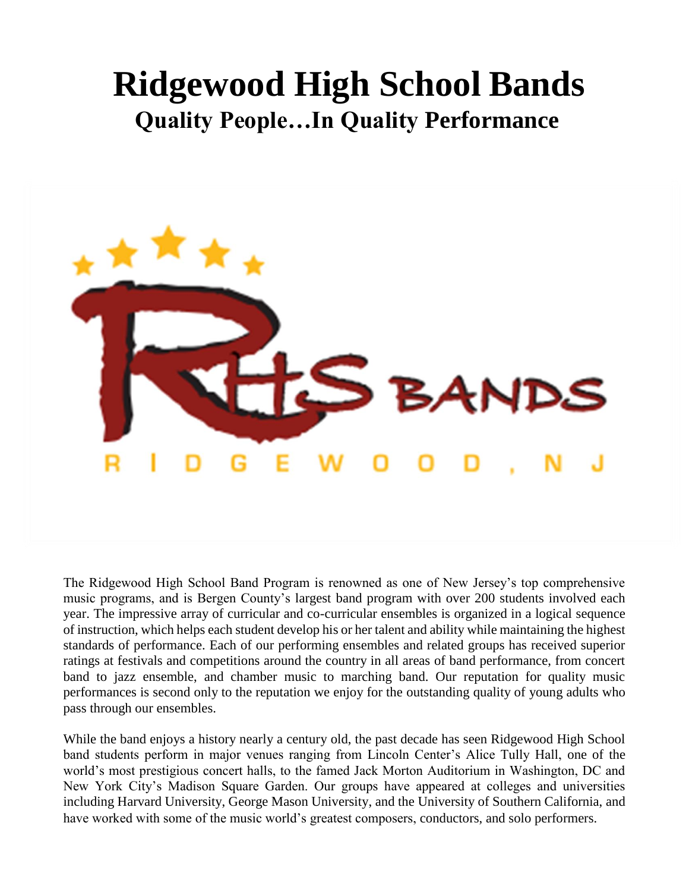# Ridgewood High School Bands

## Quality People…In Quality Performance

The Ridgewood High School Band Program is renowned as one of New Jersey's top comprehensive music programs, and is Bergen County's largest band program with over 200 students involved each year. The impressive array of curricular and co-curricular ensembles is organized in a logical sequence of instruction, which helps each student develop his or her talent and ability while maintaining the highest standards of performance. Each of our performing ensembles and related groups has received superior ratings at festivals and competitions around the country in all areas of band performance, from concert band to jazz ensemble, and chamber music to marching band. Our reputation for quality music performances is second only to the reputation we enjoy for the outstanding quality of young adults who pass through our ensembles.

While the band enjoys a history nearly a century old, the past decade has seen Ridgewood High School band students perform in major venues ranging from Lincoln Center's Alice Tully Hall, one of the world's most prestigious concert halls, to the famed Jack Morton Auditorium in Washington, DC and New York City's Madison Square Garden. Our groups have appeared at colleges and universities including Harvard University, George Mason University, and the University of Southern California, and have worked with some of the music world's greatest composers, conductors, and solo performers.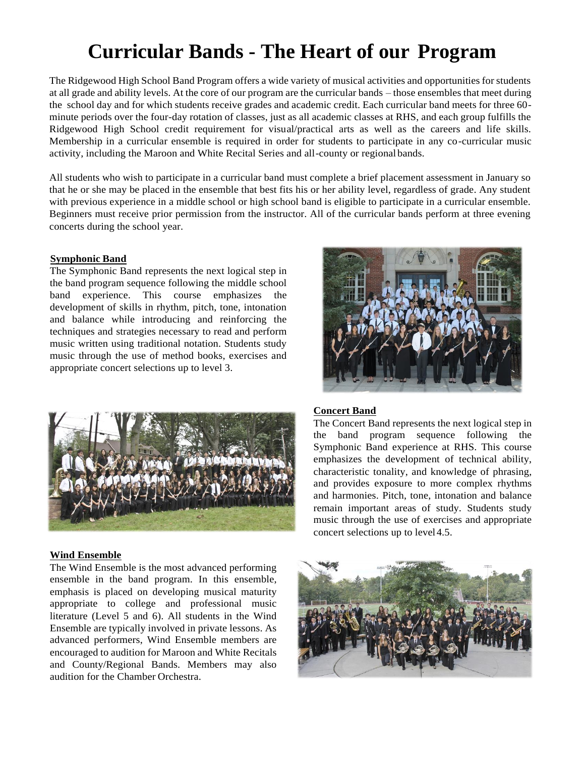# Curricular Bands - The Heart of our Program

The Ridgewood High School Band Program offers a wide variety of musical activities and opportunities for students at all grade and ability levels. At the core of our program are the curricular bands – those ensembles that meet during the school day and for which students receive grades and academic credit. Each curricular band meets for three 60-minute periods over the four-day rotation of classes, just as all academic classes at RHS, and each group fulfills the Ridgewood High School credit requirement for visual/practical arts as well as the careers and life skills. Membership in a curricular ensemble is required in order for students to participate in any co-curricular music activity, including the Maroon and White Recital Series and all-county or regional bands.

All students who wish to participate in a curricular band must complete a brief placement assessment in January so that he or she may be placed in the ensemble that best fits his or her ability level, regardless of grade. Any student with previous experience in a middle school or high school band is eligible to participate in a curricular ensemble. Beginners must receive prior permission from the instructor. All of the curricular bands perform at three evening concerts during the school year.

## Symphonic Band

The Symphonic Band represents the next logical step in the band program sequence following the middle school band experience. This course emphasizes the development of skills in rhythm, pitch, tone, intonation and balance while introducing and reinforcing the techniques and strategies necessary to read and perform music written using traditional notation. Students study music through the use of method books, exercises and appropriate concert selections up to level 3.

## Concert Band

The Concert Band represents the next logical step in the band program sequence following the Symphonic Band experience at RHS. This course emphasizes the development of technical ability, characteristic tonality, and knowledge of phrasing, and provides exposure to more complex rhythms and harmonies. Pitch, tone, intonation and balance remain important areas of study. Students study music through the use of exercises and appropriate concert selections up to level 4.5.

## Wind Ensemble

The Wind Ensemble is the most advanced performing ensemble in the band program. In this ensemble, emphasis is placed on developing musical maturity appropriate to college and professional music literature (Level 5 and 6). All students in the Wind Ensemble are typically involved in private lessons. As advanced performers, Wind Ensemble members are encouraged to audition for Maroon and White Recitals and County/Regional Bands. Members may also audition for the Chamber Orchestra.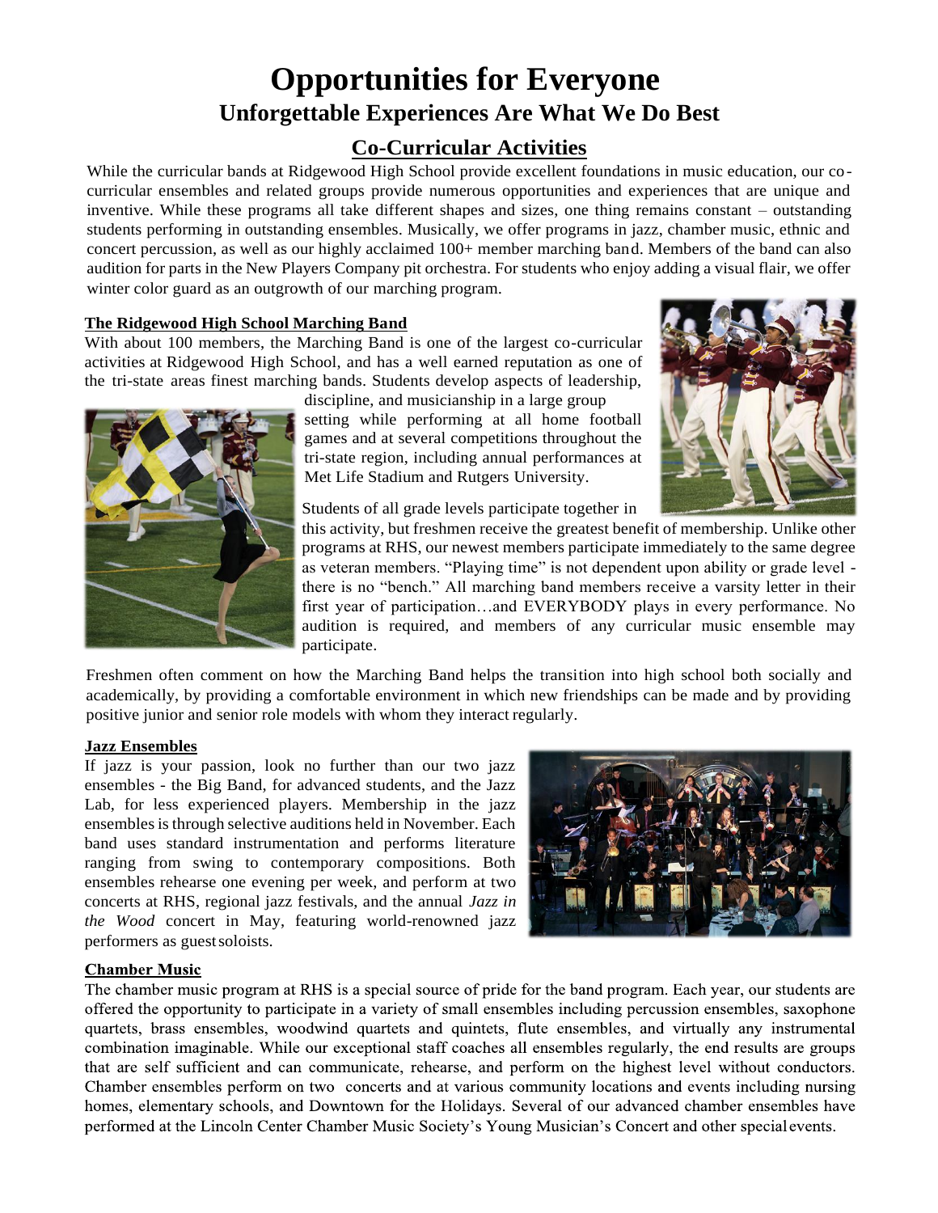// Opportunities for Everyone

## Unforgettable Experiences Are What We Do Best

## Co-Curricular Activities

While the curricular bands at Ridgewood High School provide excellent foundations in music education, our co-curricular ensembles and related groups provide numerous opportunities and experiences that are unique and inventive. While these programs all take different shapes and sizes, one thing remains constant – outstanding students performing in outstanding ensembles. Musically, we offer programs in jazz, chamber music, ethnic and concert percussion, as well as our highly acclaimed 100+ member marching band. Members of the band can also audition for parts in the New Players Company pit orchestra. For students who enjoy adding a visual flair, we offer winter color guard as an outgrowth of our marching program.

### The Ridgewood High School Marching Band

With about 100 members, the Marching Band is one of the largest co-curricular activities at Ridgewood High School, and has a well earned reputation as one of the tri-state areas finest marching bands. Students develop aspects of leadership, discipline, and musicianship in a large group setting while performing at all home football games and at several competitions throughout the tri-state region, including annual performances at Met Life Stadium and Rutgers University.

Students of all grade levels participate together in this activity, but freshmen receive the greatest benefit of membership. Unlike other programs at RHS, our newest members participate immediately to the same degree as veteran members. "Playing time" is not dependent upon ability or grade level - there is no "bench." All marching band members receive a varsity letter in their first year of participation…and EVERYBODY plays in every performance. No audition is required, and members of any curricular music ensemble may participate.

Freshmen often comment on how the Marching Band helps the transition into high school both socially and academically, by providing a comfortable environment in which new friendships can be made and by providing positive junior and senior role models with whom they interact regularly.

### Jazz Ensembles

If jazz is your passion, look no further than our two jazz ensembles - the Big Band, for advanced students, and the Jazz Lab, for less experienced players. Membership in the jazz ensembles is through selective auditions held in November. Each band uses standard instrumentation and performs literature ranging from swing to contemporary compositions. Both ensembles rehearse one evening per week, and perform at two concerts at RHS, regional jazz festivals, and the annual *Jazz in the Wood* concert in May, featuring world-renowned jazz performers as guest soloists.

### Chamber Music

The chamber music program at RHS is a special source of pride for the band program. Each year, our students are offered the opportunity to participate in a variety of small ensembles including percussion ensembles, saxophone quartets, brass ensembles, woodwind quartets and quintets, flute ensembles, and virtually any instrumental combination imaginable. While our exceptional staff coaches all ensembles regularly, the end results are groups that are self sufficient and can communicate, rehearse, and perform on the highest level without conductors. Chamber ensembles perform on two concerts and at various community locations and events including nursing homes, elementary schools, and Downtown for the Holidays. Several of our advanced chamber ensembles have performed at the Lincoln Center Chamber Music Society's Young Musician's Concert and other special events.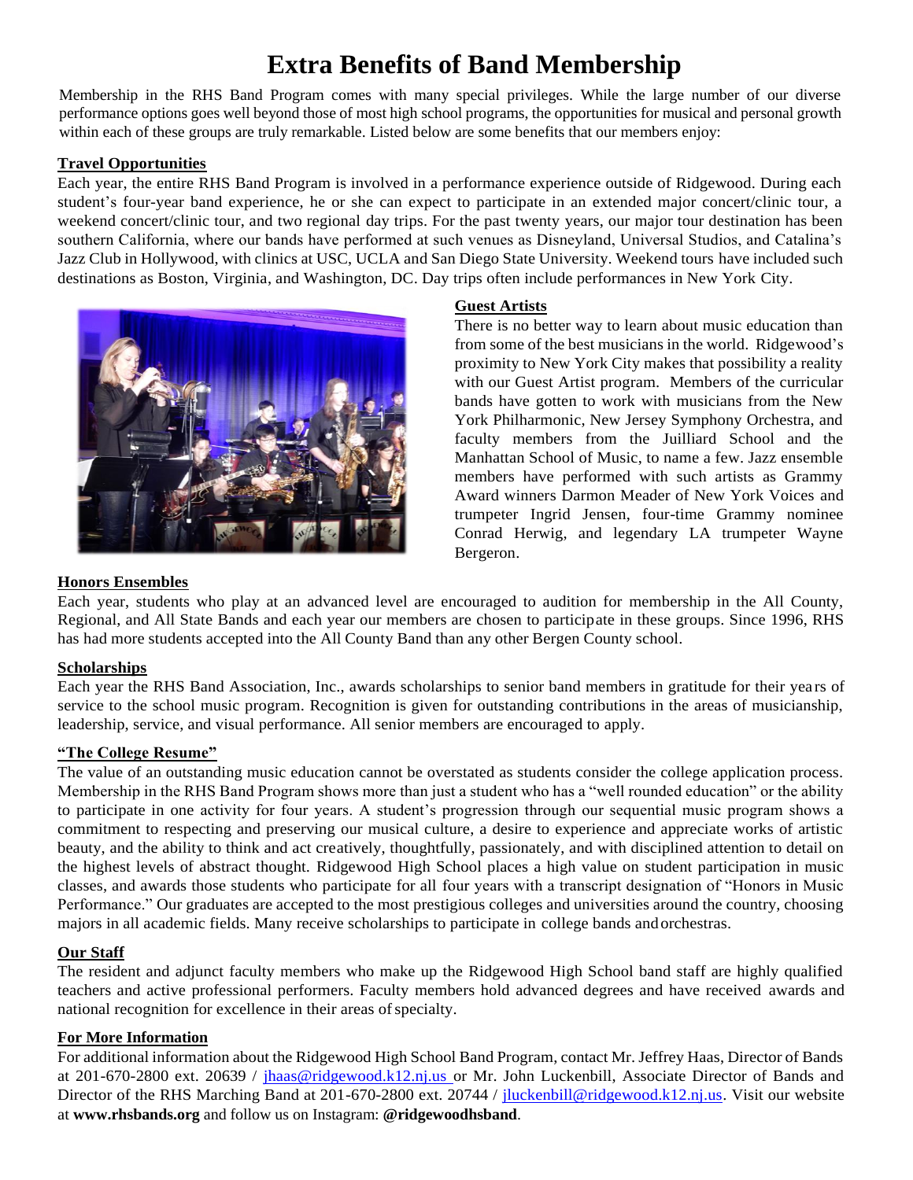# Extra Benefits of Band Membership

Membership in the RHS Band Program comes with many special privileges. While the large number of our diverse performance options goes well beyond those of most high school programs, the opportunities for musical and personal growth within each of these groups are truly remarkable. Listed below are some benefits that our members enjoy:

## Travel Opportunities

Each year, the entire RHS Band Program is involved in a performance experience outside of Ridgewood. During each student's four-year band experience, he or she can expect to participate in an extended major concert/clinic tour, a weekend concert/clinic tour, and two regional day trips. For the past twenty years, our major tour destination has been southern California, where our bands have performed at such venues as Disneyland, Universal Studios, and Catalina's Jazz Club in Hollywood, with clinics at USC, UCLA and San Diego State University. Weekend tours have included such destinations as Boston, Virginia, and Washington, DC. Day trips often include performances in New York City.

## Guest Artists

There is no better way to learn about music education than from some of the best musicians in the world. Ridgewood's proximity to New York City makes that possibility a reality with our Guest Artist program. Members of the curricular bands have gotten to work with musicians from the New York Philharmonic, New Jersey Symphony Orchestra, and faculty members from the Juilliard School and the Manhattan School of Music, to name a few. Jazz ensemble members have performed with such artists as Grammy Award winners Darmon Meader of New York Voices and trumpeter Ingrid Jensen, four-time Grammy nominee Conrad Herwig, and legendary LA trumpeter Wayne Bergeron.

## Honors Ensembles

Each year, students who play at an advanced level are encouraged to audition for membership in the All County, Regional, and All State Bands and each year our members are chosen to participate in these groups. Since 1996, RHS has had more students accepted into the All County Band than any other Bergen County school.

## Scholarships

Each year the RHS Band Association, Inc., awards scholarships to senior band members in gratitude for their years of service to the school music program. Recognition is given for outstanding contributions in the areas of musicianship, leadership, service, and visual performance. All senior members are encouraged to apply.

## "The College Resume"

The value of an outstanding music education cannot be overstated as students consider the college application process. Membership in the RHS Band Program shows more than just a student who has a "well rounded education" or the ability to participate in one activity for four years. A student's progression through our sequential music program shows a commitment to respecting and preserving our musical culture, a desire to experience and appreciate works of artistic beauty, and the ability to think and act creatively, thoughtfully, passionately, and with disciplined attention to detail on the highest levels of abstract thought. Ridgewood High School places a high value on student participation in music classes, and awards those students who participate for all four years with a transcript designation of "Honors in Music Performance." Our graduates are accepted to the most prestigious colleges and universities around the country, choosing majors in all academic fields. Many receive scholarships to participate in college bands and orchestras.

## Our Staff

The resident and adjunct faculty members who make up the Ridgewood High School band staff are highly qualified teachers and active professional performers. Faculty members hold advanced degrees and have received awards and national recognition for excellence in their areas of specialty.

## For More Information

For additional information about the Ridgewood High School Band Program, contact Mr. Jeffrey Haas, Director of Bands at 201-670-2800 ext. 20639 / jhaas@ridgewood.k12.nj.us or Mr. John Luckenbill, Associate Director of Bands and Director of the RHS Marching Band at 201-670-2800 ext. 20744 / jluckenbill@ridgewood.k12.nj.us. Visit our website at **www.rhsbands.org** and follow us on Instagram: **@ridgewoodhsband**.